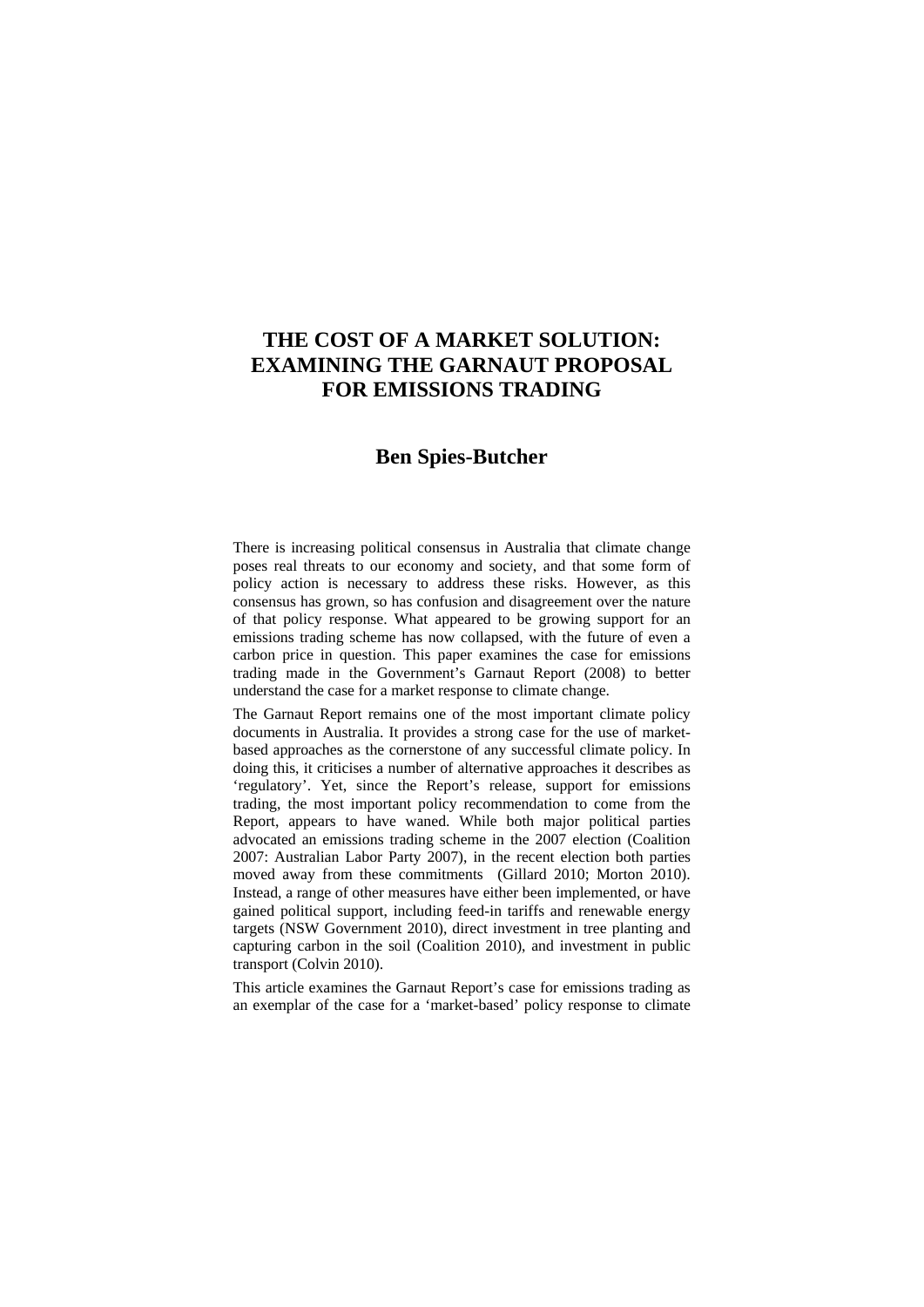# THE COST OF A MARKET SOLUTION: EXAMINING THE GARNAUT PROPOSAL FOR EMISSIONS TRADING

## Ben Spies-Butcher

There is increasing political consensus in Australia that climate change poses real threats to our economy and society, and that some form of policy action is necessary to address these risks. However, as this consensus has grown, so has confusion and disagreement over the nature of that policy response. What appeared to be growing support for an emissions trading scheme has now collapsed, with the future of even a carbon price in question. This paper examines the case for emissions trading made in the Government's Garnaut Report (2008) to better understand the case for a market response to climate change.

The Garnaut Report remains one of the most important climate policy documents in Australia. It provides a strong case for the use of market-based approaches as the cornerstone of any successful climate policy. In doing this, it criticises a number of alternative approaches it describes as 'regulatory'. Yet, since the Report's release, support for emissions trading, the most important policy recommendation to come from the Report, appears to have waned. While both major political parties advocated an emissions trading scheme in the 2007 election (Coalition 2007: Australian Labor Party 2007), in the recent election both parties moved away from these commitments (Gillard 2010; Morton 2010). Instead, a range of other measures have either been implemented, or have gained political support, including feed-in tariffs and renewable energy targets (NSW Government 2010), direct investment in tree planting and capturing carbon in the soil (Coalition 2010), and investment in public transport (Colvin 2010).

This article examines the Garnaut Report's case for emissions trading as an exemplar of the case for a 'market-based' policy response to climate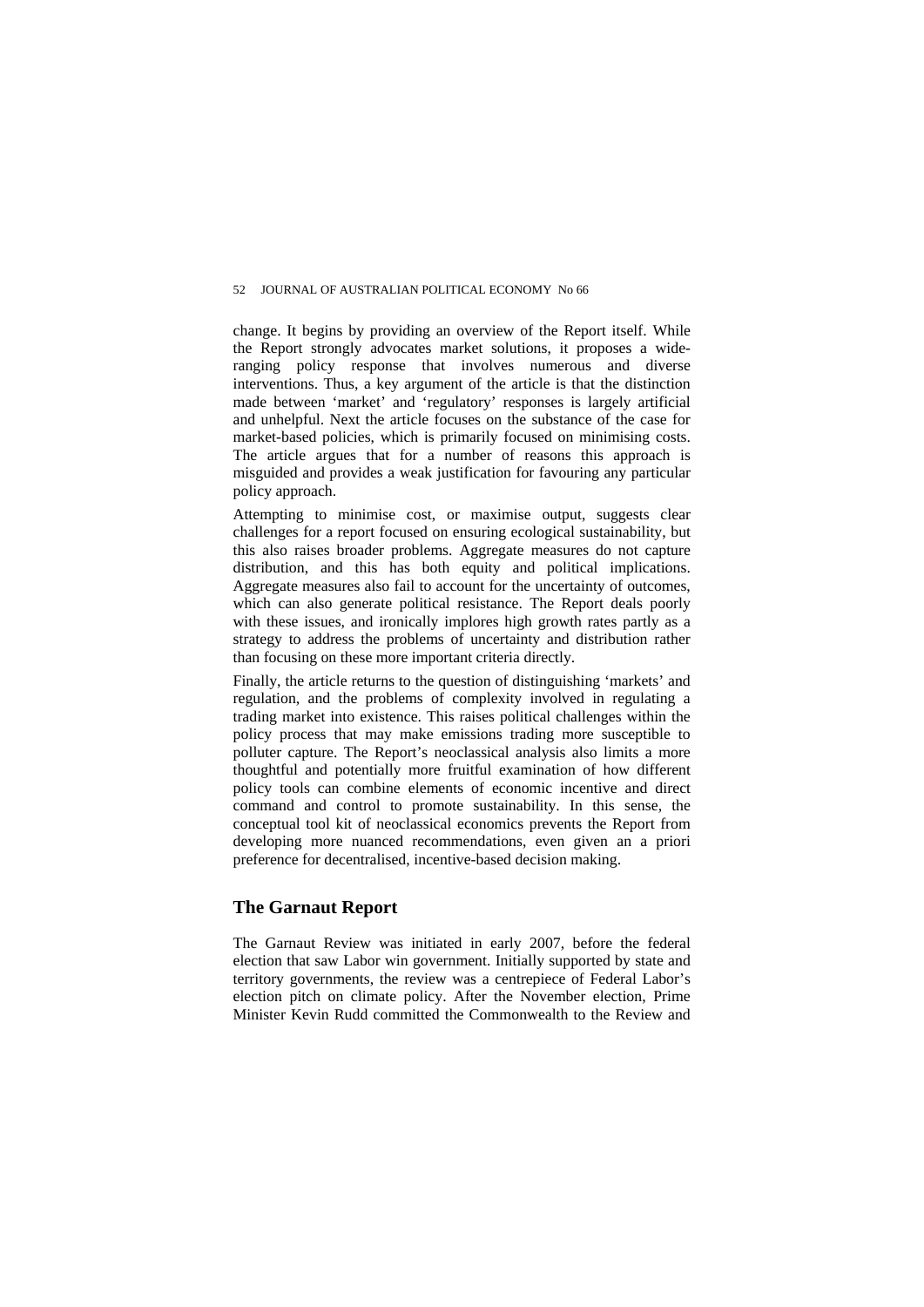change. It begins by providing an overview of the Report itself. While the Report strongly advocates market solutions, it proposes a wide-ranging policy response that involves numerous and diverse interventions. Thus, a key argument of the article is that the distinction made between 'market' and 'regulatory' responses is largely artificial and unhelpful. Next the article focuses on the substance of the case for market-based policies, which is primarily focused on minimising costs. The article argues that for a number of reasons this approach is misguided and provides a weak justification for favouring any particular policy approach.

Attempting to minimise cost, or maximise output, suggests clear challenges for a report focused on ensuring ecological sustainability, but this also raises broader problems. Aggregate measures do not capture distribution, and this has both equity and political implications. Aggregate measures also fail to account for the uncertainty of outcomes, which can also generate political resistance. The Report deals poorly with these issues, and ironically implores high growth rates partly as a strategy to address the problems of uncertainty and distribution rather than focusing on these more important criteria directly.

Finally, the article returns to the question of distinguishing 'markets' and regulation, and the problems of complexity involved in regulating a trading market into existence. This raises political challenges within the policy process that may make emissions trading more susceptible to polluter capture. The Report's neoclassical analysis also limits a more thoughtful and potentially more fruitful examination of how different policy tools can combine elements of economic incentive and direct command and control to promote sustainability. In this sense, the conceptual tool kit of neoclassical economics prevents the Report from developing more nuanced recommendations, even given an a priori preference for decentralised, incentive-based decision making.

## The Garnaut Report

The Garnaut Review was initiated in early 2007, before the federal election that saw Labor win government. Initially supported by state and territory governments, the review was a centrepiece of Federal Labor's election pitch on climate policy. After the November election, Prime Minister Kevin Rudd committed the Commonwealth to the Review and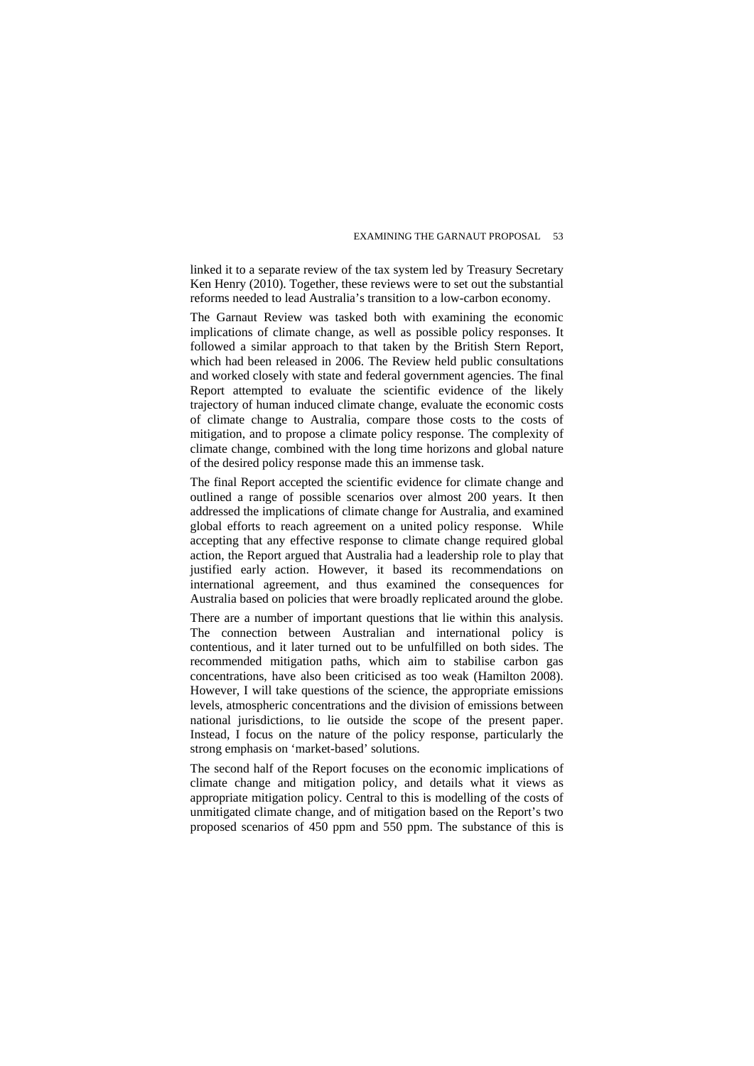linked it to a separate review of the tax system led by Treasury Secretary Ken Henry (2010). Together, these reviews were to set out the substantial reforms needed to lead Australia's transition to a low-carbon economy.

The Garnaut Review was tasked both with examining the economic implications of climate change, as well as possible policy responses. It followed a similar approach to that taken by the British Stern Report, which had been released in 2006. The Review held public consultations and worked closely with state and federal government agencies. The final Report attempted to evaluate the scientific evidence of the likely trajectory of human induced climate change, evaluate the economic costs of climate change to Australia, compare those costs to the costs of mitigation, and to propose a climate policy response. The complexity of climate change, combined with the long time horizons and global nature of the desired policy response made this an immense task.

The final Report accepted the scientific evidence for climate change and outlined a range of possible scenarios over almost 200 years. It then addressed the implications of climate change for Australia, and examined global efforts to reach agreement on a united policy response. While accepting that any effective response to climate change required global action, the Report argued that Australia had a leadership role to play that justified early action. However, it based its recommendations on international agreement, and thus examined the consequences for Australia based on policies that were broadly replicated around the globe.

There are a number of important questions that lie within this analysis. The connection between Australian and international policy is contentious, and it later turned out to be unfulfilled on both sides. The recommended mitigation paths, which aim to stabilise carbon gas concentrations, have also been criticised as too weak (Hamilton 2008). However, I will take questions of the science, the appropriate emissions levels, atmospheric concentrations and the division of emissions between national jurisdictions, to lie outside the scope of the present paper. Instead, I focus on the nature of the policy response, particularly the strong emphasis on 'market-based' solutions.

The second half of the Report focuses on the economic implications of climate change and mitigation policy, and details what it views as appropriate mitigation policy. Central to this is modelling of the costs of unmitigated climate change, and of mitigation based on the Report's two proposed scenarios of 450 ppm and 550 ppm. The substance of this is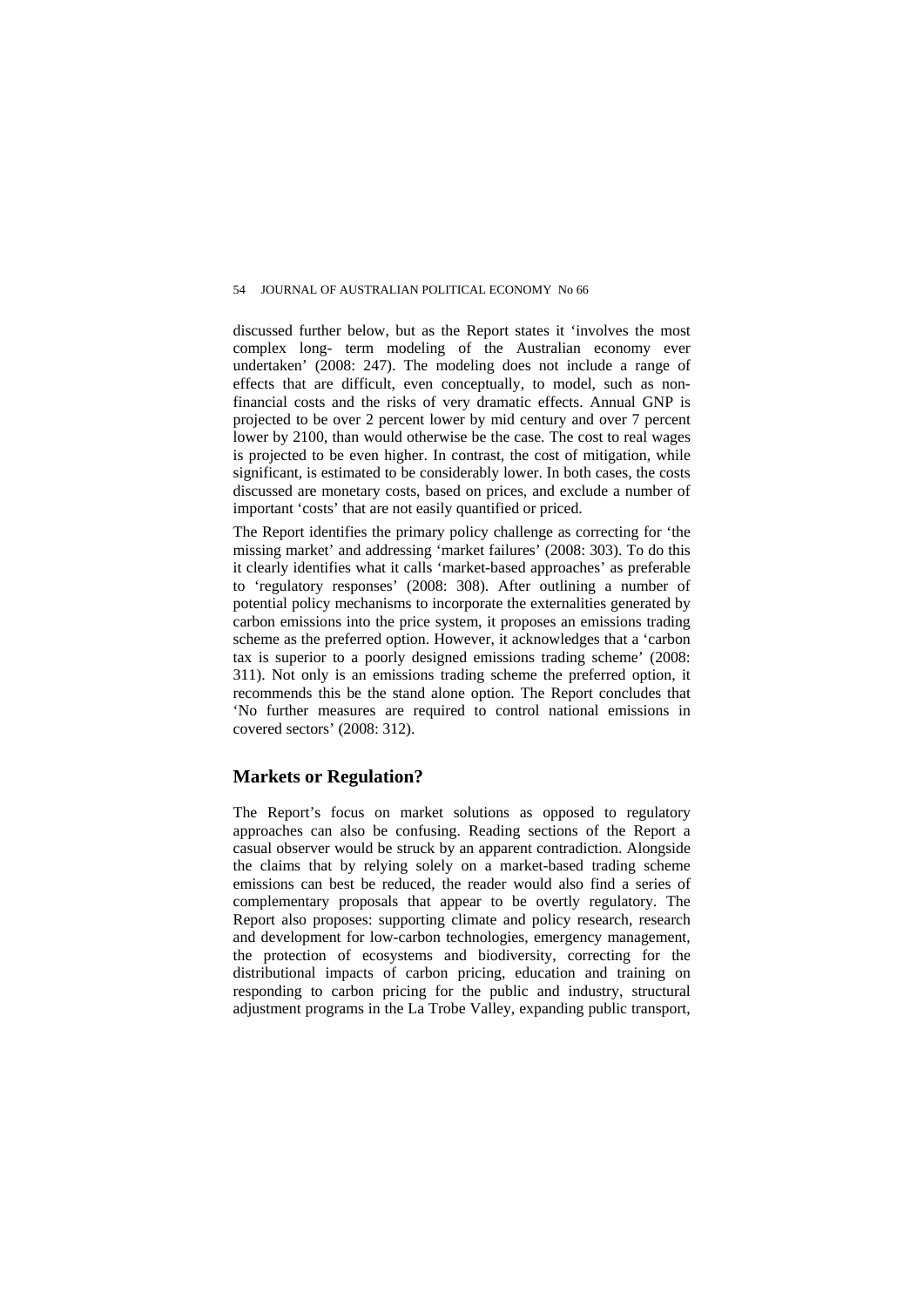discussed further below, but as the Report states it 'involves the most complex long- term modeling of the Australian economy ever undertaken' (2008: 247). The modeling does not include a range of effects that are difficult, even conceptually, to model, such as non-financial costs and the risks of very dramatic effects. Annual GNP is projected to be over 2 percent lower by mid century and over 7 percent lower by 2100, than would otherwise be the case. The cost to real wages is projected to be even higher. In contrast, the cost of mitigation, while significant, is estimated to be considerably lower. In both cases, the costs discussed are monetary costs, based on prices, and exclude a number of important 'costs' that are not easily quantified or priced.

The Report identifies the primary policy challenge as correcting for 'the missing market' and addressing 'market failures' (2008: 303). To do this it clearly identifies what it calls 'market-based approaches' as preferable to 'regulatory responses' (2008: 308). After outlining a number of potential policy mechanisms to incorporate the externalities generated by carbon emissions into the price system, it proposes an emissions trading scheme as the preferred option. However, it acknowledges that a 'carbon tax is superior to a poorly designed emissions trading scheme' (2008: 311). Not only is an emissions trading scheme the preferred option, it recommends this be the stand alone option. The Report concludes that 'No further measures are required to control national emissions in covered sectors' (2008: 312).

## Markets or Regulation?

The Report's focus on market solutions as opposed to regulatory approaches can also be confusing. Reading sections of the Report a casual observer would be struck by an apparent contradiction. Alongside the claims that by relying solely on a market-based trading scheme emissions can best be reduced, the reader would also find a series of complementary proposals that appear to be overtly regulatory. The Report also proposes: supporting climate and policy research, research and development for low-carbon technologies, emergency management, the protection of ecosystems and biodiversity, correcting for the distributional impacts of carbon pricing, education and training on responding to carbon pricing for the public and industry, structural adjustment programs in the La Trobe Valley, expanding public transport,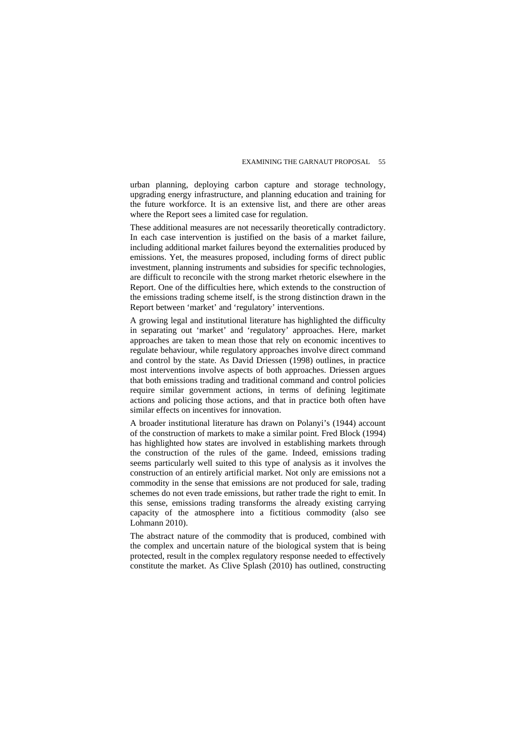urban planning, deploying carbon capture and storage technology, upgrading energy infrastructure, and planning education and training for the future workforce. It is an extensive list, and there are other areas where the Report sees a limited case for regulation.

These additional measures are not necessarily theoretically contradictory. In each case intervention is justified on the basis of a market failure, including additional market failures beyond the externalities produced by emissions. Yet, the measures proposed, including forms of direct public investment, planning instruments and subsidies for specific technologies, are difficult to reconcile with the strong market rhetoric elsewhere in the Report. One of the difficulties here, which extends to the construction of the emissions trading scheme itself, is the strong distinction drawn in the Report between 'market' and 'regulatory' interventions.

A growing legal and institutional literature has highlighted the difficulty in separating out 'market' and 'regulatory' approaches. Here, market approaches are taken to mean those that rely on economic incentives to regulate behaviour, while regulatory approaches involve direct command and control by the state. As David Driessen (1998) outlines, in practice most interventions involve aspects of both approaches. Driessen argues that both emissions trading and traditional command and control policies require similar government actions, in terms of defining legitimate actions and policing those actions, and that in practice both often have similar effects on incentives for innovation.

A broader institutional literature has drawn on Polanyi's (1944) account of the construction of markets to make a similar point. Fred Block (1994) has highlighted how states are involved in establishing markets through the construction of the rules of the game. Indeed, emissions trading seems particularly well suited to this type of analysis as it involves the construction of an entirely artificial market. Not only are emissions not a commodity in the sense that emissions are not produced for sale, trading schemes do not even trade emissions, but rather trade the right to emit. In this sense, emissions trading transforms the already existing carrying capacity of the atmosphere into a fictitious commodity (also see Lohmann 2010).

The abstract nature of the commodity that is produced, combined with the complex and uncertain nature of the biological system that is being protected, result in the complex regulatory response needed to effectively constitute the market. As Clive Splash (2010) has outlined, constructing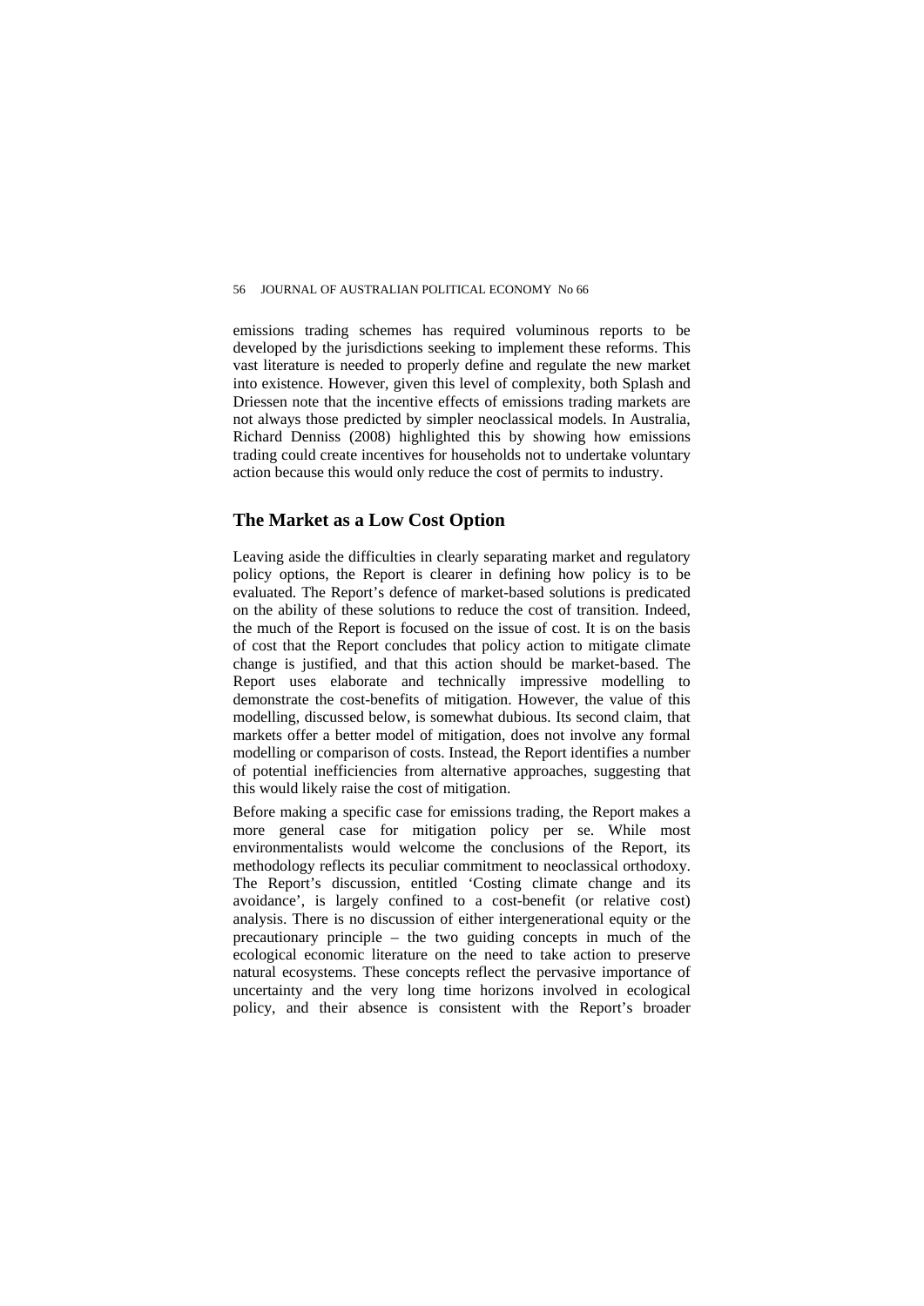emissions trading schemes has required voluminous reports to be developed by the jurisdictions seeking to implement these reforms. This vast literature is needed to properly define and regulate the new market into existence. However, given this level of complexity, both Splash and Driessen note that the incentive effects of emissions trading markets are not always those predicted by simpler neoclassical models. In Australia, Richard Denniss (2008) highlighted this by showing how emissions trading could create incentives for households not to undertake voluntary action because this would only reduce the cost of permits to industry.

## The Market as a Low Cost Option

Leaving aside the difficulties in clearly separating market and regulatory policy options, the Report is clearer in defining how policy is to be evaluated. The Report's defence of market-based solutions is predicated on the ability of these solutions to reduce the cost of transition. Indeed, the much of the Report is focused on the issue of cost. It is on the basis of cost that the Report concludes that policy action to mitigate climate change is justified, and that this action should be market-based. The Report uses elaborate and technically impressive modelling to demonstrate the cost-benefits of mitigation. However, the value of this modelling, discussed below, is somewhat dubious. Its second claim, that markets offer a better model of mitigation, does not involve any formal modelling or comparison of costs. Instead, the Report identifies a number of potential inefficiencies from alternative approaches, suggesting that this would likely raise the cost of mitigation.

Before making a specific case for emissions trading, the Report makes a more general case for mitigation policy per se. While most environmentalists would welcome the conclusions of the Report, its methodology reflects its peculiar commitment to neoclassical orthodoxy. The Report's discussion, entitled 'Costing climate change and its avoidance', is largely confined to a cost-benefit (or relative cost) analysis. There is no discussion of either intergenerational equity or the precautionary principle – the two guiding concepts in much of the ecological economic literature on the need to take action to preserve natural ecosystems. These concepts reflect the pervasive importance of uncertainty and the very long time horizons involved in ecological policy, and their absence is consistent with the Report's broader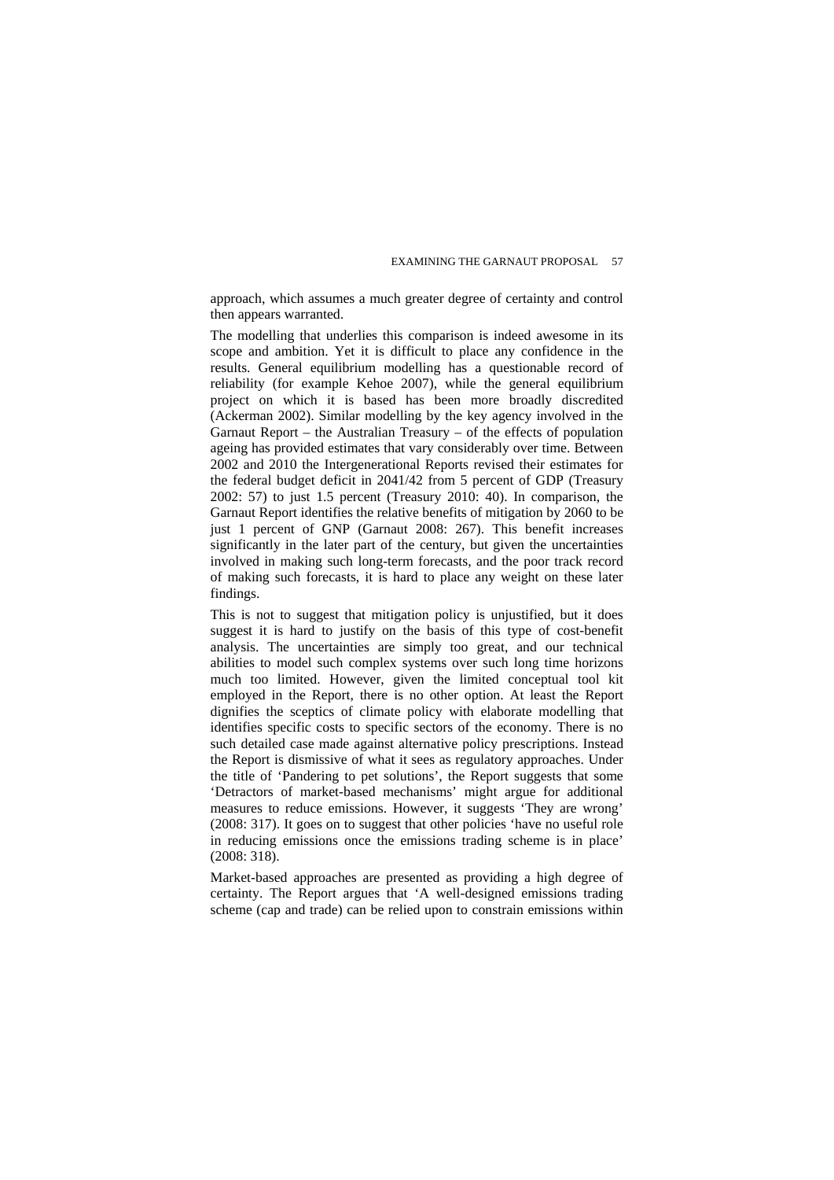approach, which assumes a much greater degree of certainty and control then appears warranted.

The modelling that underlies this comparison is indeed awesome in its scope and ambition. Yet it is difficult to place any confidence in the results. General equilibrium modelling has a questionable record of reliability (for example Kehoe 2007), while the general equilibrium project on which it is based has been more broadly discredited (Ackerman 2002). Similar modelling by the key agency involved in the Garnaut Report – the Australian Treasury – of the effects of population ageing has provided estimates that vary considerably over time. Between 2002 and 2010 the Intergenerational Reports revised their estimates for the federal budget deficit in 2041/42 from 5 percent of GDP (Treasury 2002: 57) to just 1.5 percent (Treasury 2010: 40). In comparison, the Garnaut Report identifies the relative benefits of mitigation by 2060 to be just 1 percent of GNP (Garnaut 2008: 267). This benefit increases significantly in the later part of the century, but given the uncertainties involved in making such long-term forecasts, and the poor track record of making such forecasts, it is hard to place any weight on these later findings.

This is not to suggest that mitigation policy is unjustified, but it does suggest it is hard to justify on the basis of this type of cost-benefit analysis. The uncertainties are simply too great, and our technical abilities to model such complex systems over such long time horizons much too limited. However, given the limited conceptual tool kit employed in the Report, there is no other option. At least the Report dignifies the sceptics of climate policy with elaborate modelling that identifies specific costs to specific sectors of the economy. There is no such detailed case made against alternative policy prescriptions. Instead the Report is dismissive of what it sees as regulatory approaches. Under the title of 'Pandering to pet solutions', the Report suggests that some 'Detractors of market-based mechanisms' might argue for additional measures to reduce emissions. However, it suggests 'They are wrong' (2008: 317). It goes on to suggest that other policies 'have no useful role in reducing emissions once the emissions trading scheme is in place' (2008: 318).

Market-based approaches are presented as providing a high degree of certainty. The Report argues that 'A well-designed emissions trading scheme (cap and trade) can be relied upon to constrain emissions within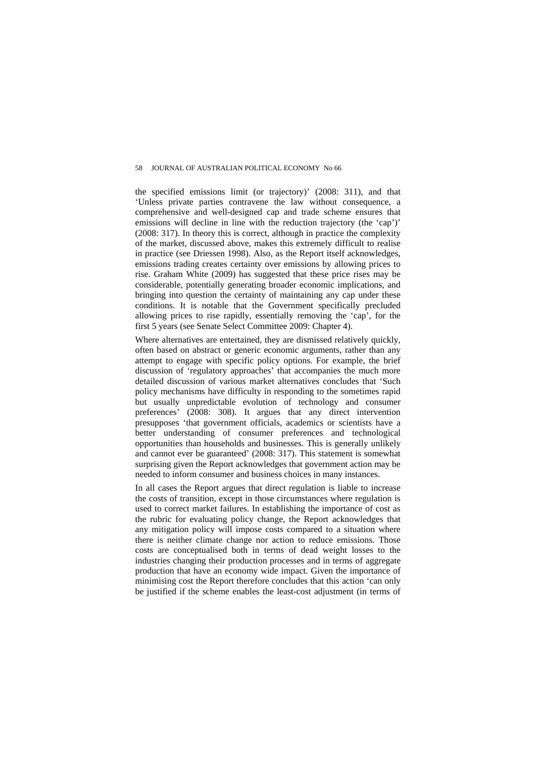the specified emissions limit (or trajectory)' (2008: 311), and that 'Unless private parties contravene the law without consequence, a comprehensive and well-designed cap and trade scheme ensures that emissions will decline in line with the reduction trajectory (the 'cap')' (2008: 317). In theory this is correct, although in practice the complexity of the market, discussed above, makes this extremely difficult to realise in practice (see Driessen 1998). Also, as the Report itself acknowledges, emissions trading creates certainty over emissions by allowing prices to rise. Graham White (2009) has suggested that these price rises may be considerable, potentially generating broader economic implications, and bringing into question the certainty of maintaining any cap under these conditions. It is notable that the Government specifically precluded allowing prices to rise rapidly, essentially removing the 'cap', for the first 5 years (see Senate Select Committee 2009: Chapter 4).

Where alternatives are entertained, they are dismissed relatively quickly, often based on abstract or generic economic arguments, rather than any attempt to engage with specific policy options. For example, the brief discussion of 'regulatory approaches' that accompanies the much more detailed discussion of various market alternatives concludes that 'Such policy mechanisms have difficulty in responding to the sometimes rapid but usually unpredictable evolution of technology and consumer preferences' (2008: 308). It argues that any direct intervention presupposes 'that government officials, academics or scientists have a better understanding of consumer preferences and technological opportunities than households and businesses. This is generally unlikely and cannot ever be guaranteed' (2008: 317). This statement is somewhat surprising given the Report acknowledges that government action may be needed to inform consumer and business choices in many instances.

In all cases the Report argues that direct regulation is liable to increase the costs of transition, except in those circumstances where regulation is used to correct market failures. In establishing the importance of cost as the rubric for evaluating policy change, the Report acknowledges that any mitigation policy will impose costs compared to a situation where there is neither climate change nor action to reduce emissions. Those costs are conceptualised both in terms of dead weight losses to the industries changing their production processes and in terms of aggregate production that have an economy wide impact. Given the importance of minimising cost the Report therefore concludes that this action 'can only be justified if the scheme enables the least-cost adjustment (in terms of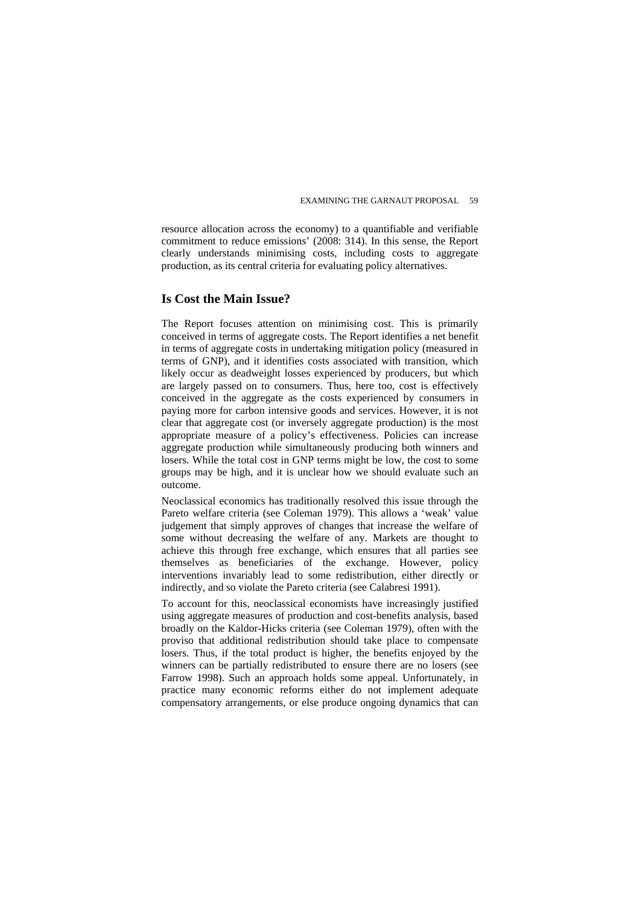resource allocation across the economy) to a quantifiable and verifiable commitment to reduce emissions' (2008: 314). In this sense, the Report clearly understands minimising costs, including costs to aggregate production, as its central criteria for evaluating policy alternatives.

## Is Cost the Main Issue?

The Report focuses attention on minimising cost. This is primarily conceived in terms of aggregate costs. The Report identifies a net benefit in terms of aggregate costs in undertaking mitigation policy (measured in terms of GNP), and it identifies costs associated with transition, which likely occur as deadweight losses experienced by producers, but which are largely passed on to consumers. Thus, here too, cost is effectively conceived in the aggregate as the costs experienced by consumers in paying more for carbon intensive goods and services. However, it is not clear that aggregate cost (or inversely aggregate production) is the most appropriate measure of a policy's effectiveness. Policies can increase aggregate production while simultaneously producing both winners and losers. While the total cost in GNP terms might be low, the cost to some groups may be high, and it is unclear how we should evaluate such an outcome.

Neoclassical economics has traditionally resolved this issue through the Pareto welfare criteria (see Coleman 1979). This allows a 'weak' value judgement that simply approves of changes that increase the welfare of some without decreasing the welfare of any. Markets are thought to achieve this through free exchange, which ensures that all parties see themselves as beneficiaries of the exchange. However, policy interventions invariably lead to some redistribution, either directly or indirectly, and so violate the Pareto criteria (see Calabresi 1991).

To account for this, neoclassical economists have increasingly justified using aggregate measures of production and cost-benefits analysis, based broadly on the Kaldor-Hicks criteria (see Coleman 1979), often with the proviso that additional redistribution should take place to compensate losers. Thus, if the total product is higher, the benefits enjoyed by the winners can be partially redistributed to ensure there are no losers (see Farrow 1998). Such an approach holds some appeal. Unfortunately, in practice many economic reforms either do not implement adequate compensatory arrangements, or else produce ongoing dynamics that can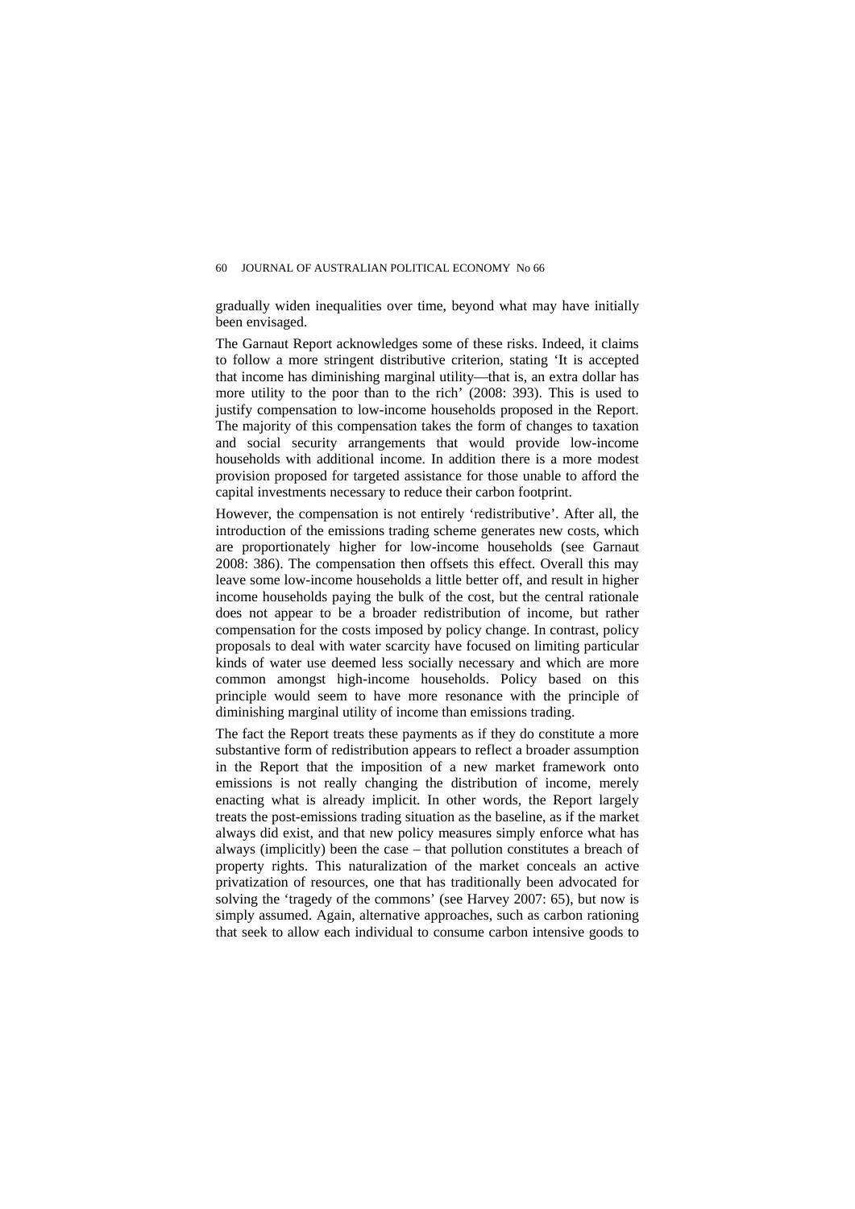gradually widen inequalities over time, beyond what may have initially been envisaged.

The Garnaut Report acknowledges some of these risks. Indeed, it claims to follow a more stringent distributive criterion, stating 'It is accepted that income has diminishing marginal utility—that is, an extra dollar has more utility to the poor than to the rich' (2008: 393). This is used to justify compensation to low-income households proposed in the Report. The majority of this compensation takes the form of changes to taxation and social security arrangements that would provide low-income households with additional income. In addition there is a more modest provision proposed for targeted assistance for those unable to afford the capital investments necessary to reduce their carbon footprint.

However, the compensation is not entirely 'redistributive'. After all, the introduction of the emissions trading scheme generates new costs, which are proportionately higher for low-income households (see Garnaut 2008: 386). The compensation then offsets this effect. Overall this may leave some low-income households a little better off, and result in higher income households paying the bulk of the cost, but the central rationale does not appear to be a broader redistribution of income, but rather compensation for the costs imposed by policy change. In contrast, policy proposals to deal with water scarcity have focused on limiting particular kinds of water use deemed less socially necessary and which are more common amongst high-income households. Policy based on this principle would seem to have more resonance with the principle of diminishing marginal utility of income than emissions trading.

The fact the Report treats these payments as if they do constitute a more substantive form of redistribution appears to reflect a broader assumption in the Report that the imposition of a new market framework onto emissions is not really changing the distribution of income, merely enacting what is already implicit. In other words, the Report largely treats the post-emissions trading situation as the baseline, as if the market always did exist, and that new policy measures simply enforce what has always (implicitly) been the case – that pollution constitutes a breach of property rights. This naturalization of the market conceals an active privatization of resources, one that has traditionally been advocated for solving the 'tragedy of the commons' (see Harvey 2007: 65), but now is simply assumed. Again, alternative approaches, such as carbon rationing that seek to allow each individual to consume carbon intensive goods to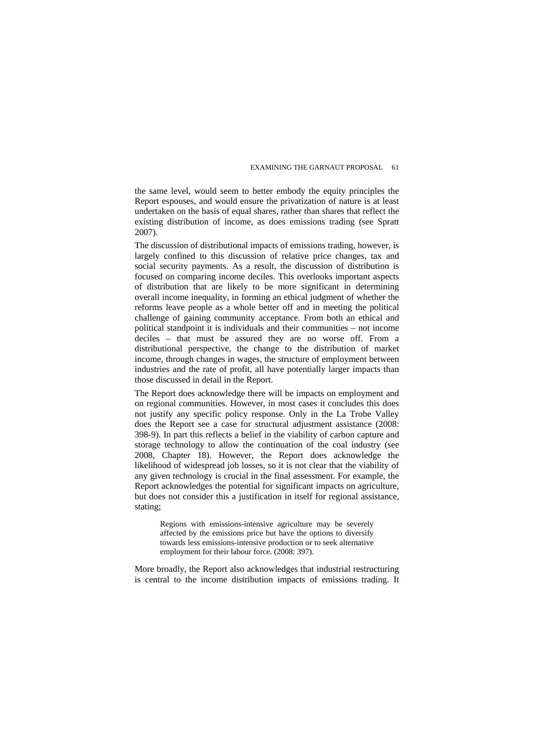the same level, would seem to better embody the equity principles the Report espouses, and would ensure the privatization of nature is at least undertaken on the basis of equal shares, rather than shares that reflect the existing distribution of income, as does emissions trading (see Spratt 2007).

The discussion of distributional impacts of emissions trading, however, is largely confined to this discussion of relative price changes, tax and social security payments. As a result, the discussion of distribution is focused on comparing income deciles. This overlooks important aspects of distribution that are likely to be more significant in determining overall income inequality, in forming an ethical judgment of whether the reforms leave people as a whole better off and in meeting the political challenge of gaining community acceptance. From both an ethical and political standpoint it is individuals and their communities – not income deciles – that must be assured they are no worse off. From a distributional perspective, the change to the distribution of market income, through changes in wages, the structure of employment between industries and the rate of profit, all have potentially larger impacts than those discussed in detail in the Report.

The Report does acknowledge there will be impacts on employment and on regional communities. However, in most cases it concludes this does not justify any specific policy response. Only in the La Trobe Valley does the Report see a case for structural adjustment assistance (2008: 398-9). In part this reflects a belief in the viability of carbon capture and storage technology to allow the continuation of the coal industry (see 2008, Chapter 18). However, the Report does acknowledge the likelihood of widespread job losses, so it is not clear that the viability of any given technology is crucial in the final assessment. For example, the Report acknowledges the potential for significant impacts on agriculture, but does not consider this a justification in itself for regional assistance, stating;

> Regions with emissions-intensive agriculture may be severely affected by the emissions price but have the options to diversify towards less emissions-intensive production or to seek alternative employment for their labour force. (2008: 397).

More broadly, the Report also acknowledges that industrial restructuring is central to the income distribution impacts of emissions trading. It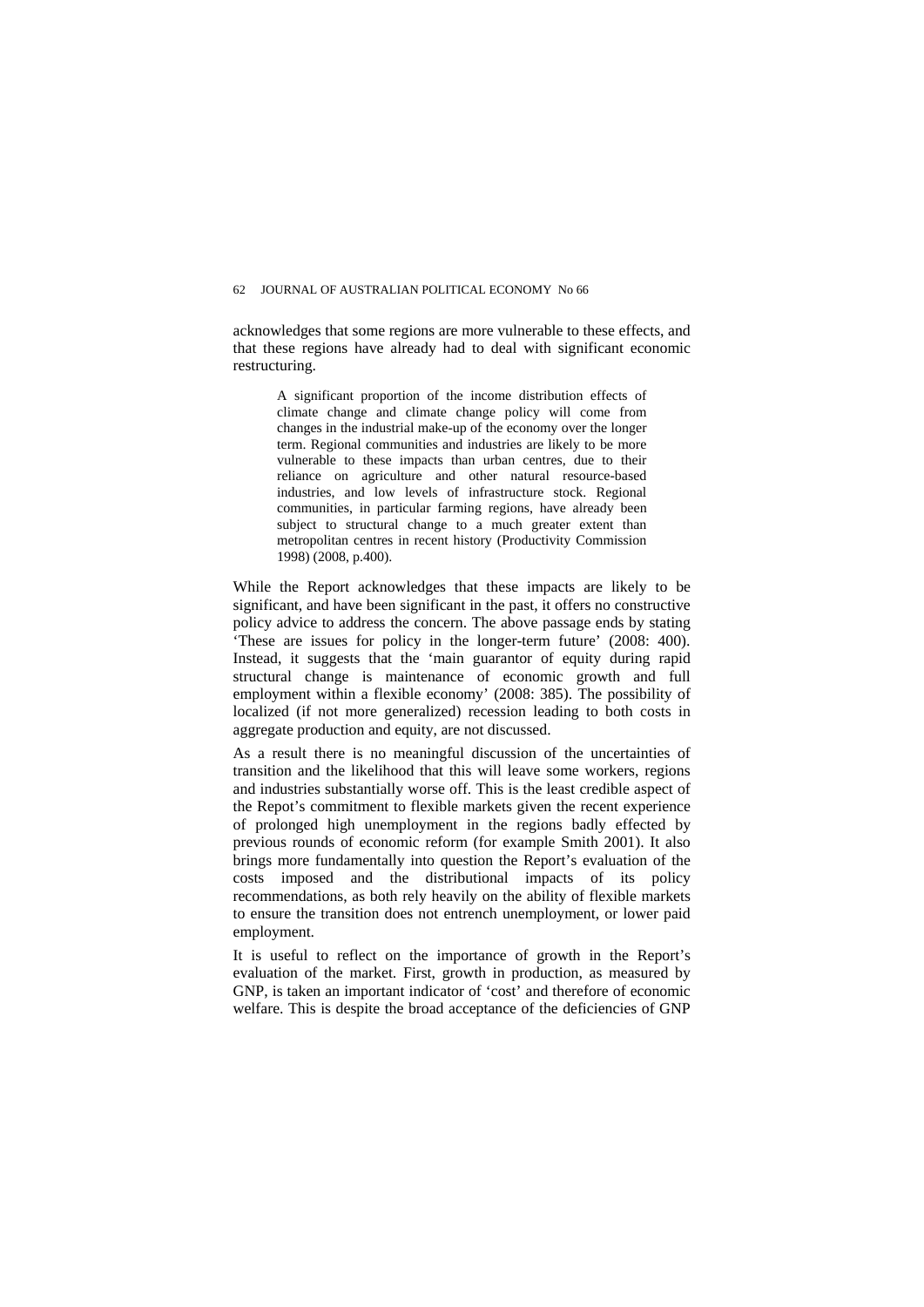acknowledges that some regions are more vulnerable to these effects, and that these regions have already had to deal with significant economic restructuring.

> A significant proportion of the income distribution effects of climate change and climate change policy will come from changes in the industrial make-up of the economy over the longer term. Regional communities and industries are likely to be more vulnerable to these impacts than urban centres, due to their reliance on agriculture and other natural resource-based industries, and low levels of infrastructure stock. Regional communities, in particular farming regions, have already been subject to structural change to a much greater extent than metropolitan centres in recent history (Productivity Commission 1998) (2008, p.400).

While the Report acknowledges that these impacts are likely to be significant, and have been significant in the past, it offers no constructive policy advice to address the concern. The above passage ends by stating 'These are issues for policy in the longer-term future' (2008: 400). Instead, it suggests that the 'main guarantor of equity during rapid structural change is maintenance of economic growth and full employment within a flexible economy' (2008: 385). The possibility of localized (if not more generalized) recession leading to both costs in aggregate production and equity, are not discussed.

As a result there is no meaningful discussion of the uncertainties of transition and the likelihood that this will leave some workers, regions and industries substantially worse off. This is the least credible aspect of the Repot's commitment to flexible markets given the recent experience of prolonged high unemployment in the regions badly effected by previous rounds of economic reform (for example Smith 2001). It also brings more fundamentally into question the Report's evaluation of the costs imposed and the distributional impacts of its policy recommendations, as both rely heavily on the ability of flexible markets to ensure the transition does not entrench unemployment, or lower paid employment.

It is useful to reflect on the importance of growth in the Report's evaluation of the market. First, growth in production, as measured by GNP, is taken an important indicator of 'cost' and therefore of economic welfare. This is despite the broad acceptance of the deficiencies of GNP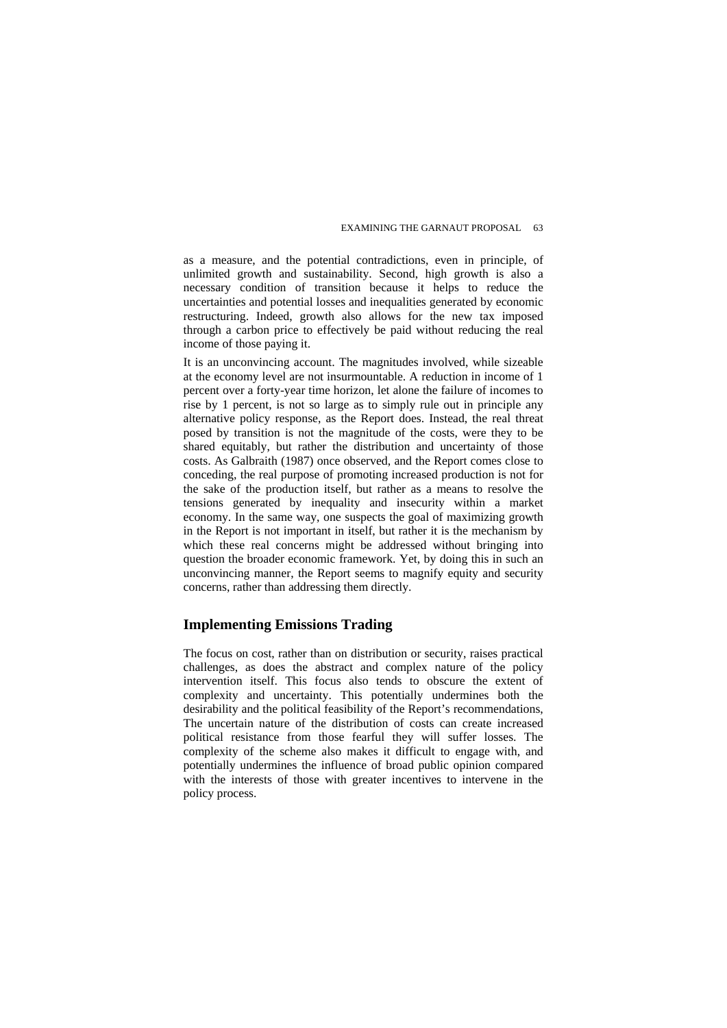as a measure, and the potential contradictions, even in principle, of unlimited growth and sustainability. Second, high growth is also a necessary condition of transition because it helps to reduce the uncertainties and potential losses and inequalities generated by economic restructuring. Indeed, growth also allows for the new tax imposed through a carbon price to effectively be paid without reducing the real income of those paying it.

It is an unconvincing account. The magnitudes involved, while sizeable at the economy level are not insurmountable. A reduction in income of 1 percent over a forty-year time horizon, let alone the failure of incomes to rise by 1 percent, is not so large as to simply rule out in principle any alternative policy response, as the Report does. Instead, the real threat posed by transition is not the magnitude of the costs, were they to be shared equitably, but rather the distribution and uncertainty of those costs. As Galbraith (1987) once observed, and the Report comes close to conceding, the real purpose of promoting increased production is not for the sake of the production itself, but rather as a means to resolve the tensions generated by inequality and insecurity within a market economy. In the same way, one suspects the goal of maximizing growth in the Report is not important in itself, but rather it is the mechanism by which these real concerns might be addressed without bringing into question the broader economic framework. Yet, by doing this in such an unconvincing manner, the Report seems to magnify equity and security concerns, rather than addressing them directly.

## Implementing Emissions Trading

The focus on cost, rather than on distribution or security, raises practical challenges, as does the abstract and complex nature of the policy intervention itself. This focus also tends to obscure the extent of complexity and uncertainty. This potentially undermines both the desirability and the political feasibility of the Report's recommendations, The uncertain nature of the distribution of costs can create increased political resistance from those fearful they will suffer losses. The complexity of the scheme also makes it difficult to engage with, and potentially undermines the influence of broad public opinion compared with the interests of those with greater incentives to intervene in the policy process.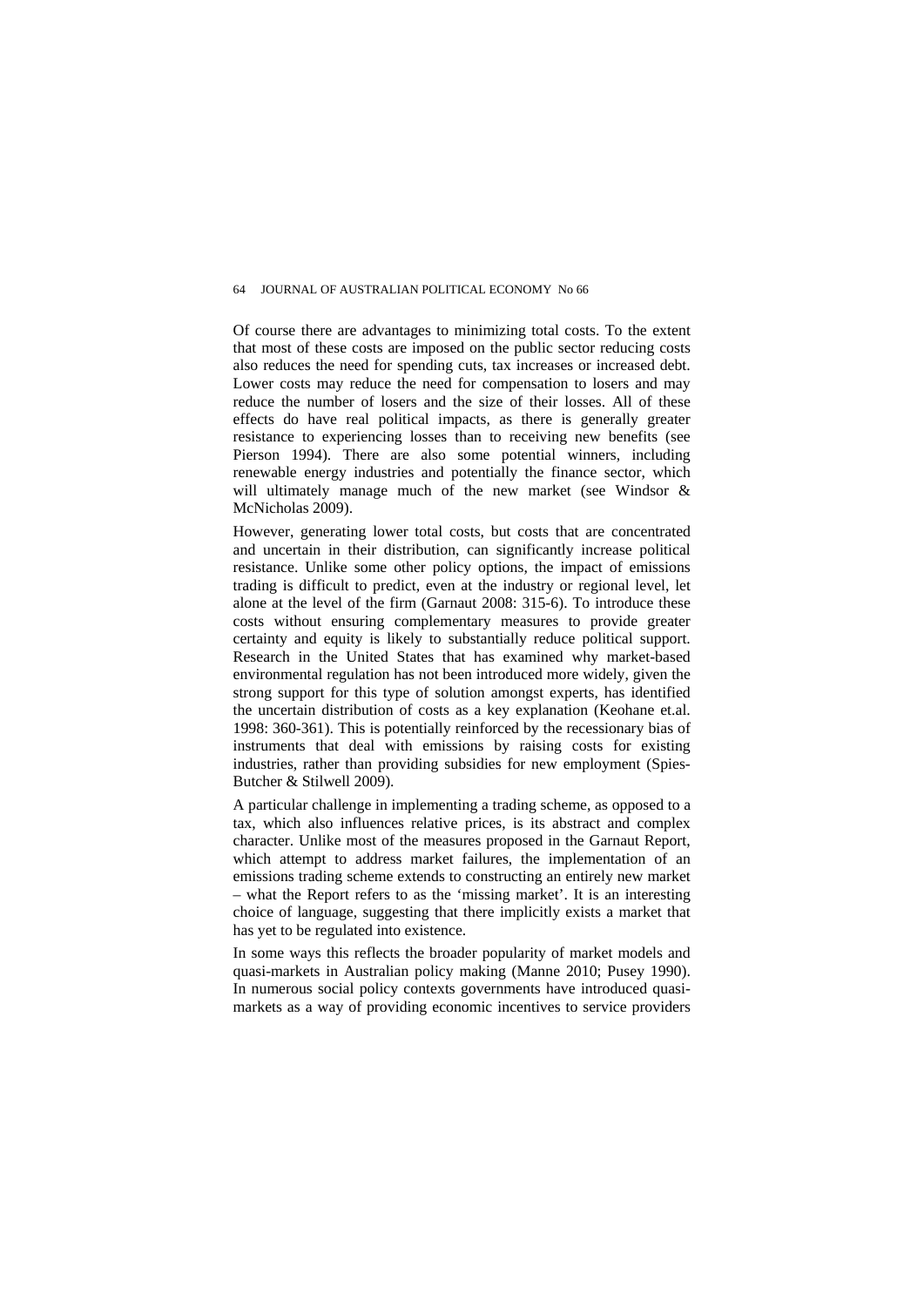Of course there are advantages to minimizing total costs. To the extent that most of these costs are imposed on the public sector reducing costs also reduces the need for spending cuts, tax increases or increased debt. Lower costs may reduce the need for compensation to losers and may reduce the number of losers and the size of their losses. All of these effects do have real political impacts, as there is generally greater resistance to experiencing losses than to receiving new benefits (see Pierson 1994). There are also some potential winners, including renewable energy industries and potentially the finance sector, which will ultimately manage much of the new market (see Windsor & McNicholas 2009).

However, generating lower total costs, but costs that are concentrated and uncertain in their distribution, can significantly increase political resistance. Unlike some other policy options, the impact of emissions trading is difficult to predict, even at the industry or regional level, let alone at the level of the firm (Garnaut 2008: 315-6). To introduce these costs without ensuring complementary measures to provide greater certainty and equity is likely to substantially reduce political support. Research in the United States that has examined why market-based environmental regulation has not been introduced more widely, given the strong support for this type of solution amongst experts, has identified the uncertain distribution of costs as a key explanation (Keohane et.al. 1998: 360-361). This is potentially reinforced by the recessionary bias of instruments that deal with emissions by raising costs for existing industries, rather than providing subsidies for new employment (Spies-Butcher & Stilwell 2009).

A particular challenge in implementing a trading scheme, as opposed to a tax, which also influences relative prices, is its abstract and complex character. Unlike most of the measures proposed in the Garnaut Report, which attempt to address market failures, the implementation of an emissions trading scheme extends to constructing an entirely new market – what the Report refers to as the 'missing market'. It is an interesting choice of language, suggesting that there implicitly exists a market that has yet to be regulated into existence.

In some ways this reflects the broader popularity of market models and quasi-markets in Australian policy making (Manne 2010; Pusey 1990). In numerous social policy contexts governments have introduced quasi-markets as a way of providing economic incentives to service providers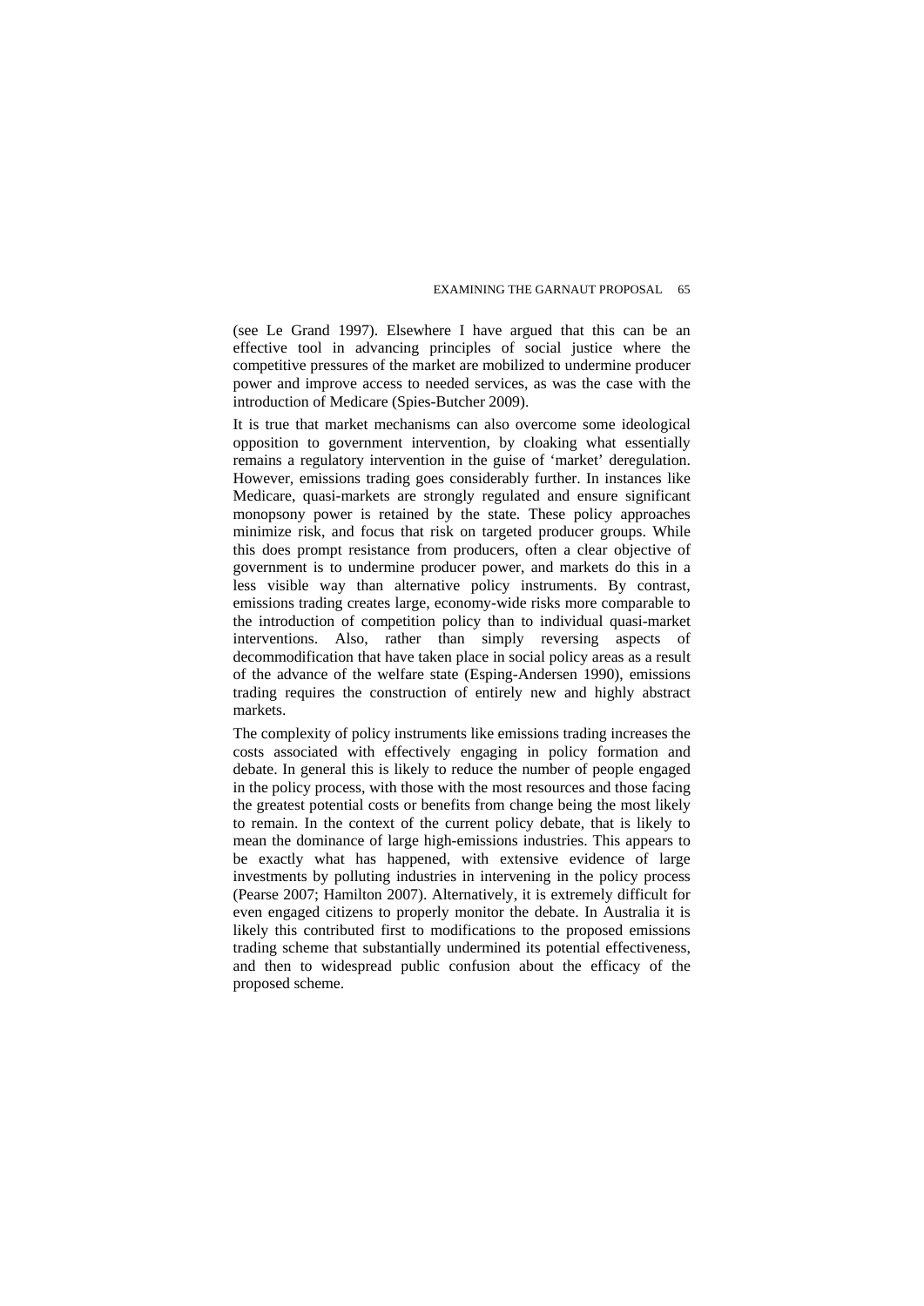(see Le Grand 1997). Elsewhere I have argued that this can be an effective tool in advancing principles of social justice where the competitive pressures of the market are mobilized to undermine producer power and improve access to needed services, as was the case with the introduction of Medicare (Spies-Butcher 2009).

It is true that market mechanisms can also overcome some ideological opposition to government intervention, by cloaking what essentially remains a regulatory intervention in the guise of 'market' deregulation. However, emissions trading goes considerably further. In instances like Medicare, quasi-markets are strongly regulated and ensure significant monopsony power is retained by the state. These policy approaches minimize risk, and focus that risk on targeted producer groups. While this does prompt resistance from producers, often a clear objective of government is to undermine producer power, and markets do this in a less visible way than alternative policy instruments. By contrast, emissions trading creates large, economy-wide risks more comparable to the introduction of competition policy than to individual quasi-market interventions. Also, rather than simply reversing aspects of decommodification that have taken place in social policy areas as a result of the advance of the welfare state (Esping-Andersen 1990), emissions trading requires the construction of entirely new and highly abstract markets.

The complexity of policy instruments like emissions trading increases the costs associated with effectively engaging in policy formation and debate. In general this is likely to reduce the number of people engaged in the policy process, with those with the most resources and those facing the greatest potential costs or benefits from change being the most likely to remain. In the context of the current policy debate, that is likely to mean the dominance of large high-emissions industries. This appears to be exactly what has happened, with extensive evidence of large investments by polluting industries in intervening in the policy process (Pearse 2007; Hamilton 2007). Alternatively, it is extremely difficult for even engaged citizens to properly monitor the debate. In Australia it is likely this contributed first to modifications to the proposed emissions trading scheme that substantially undermined its potential effectiveness, and then to widespread public confusion about the efficacy of the proposed scheme.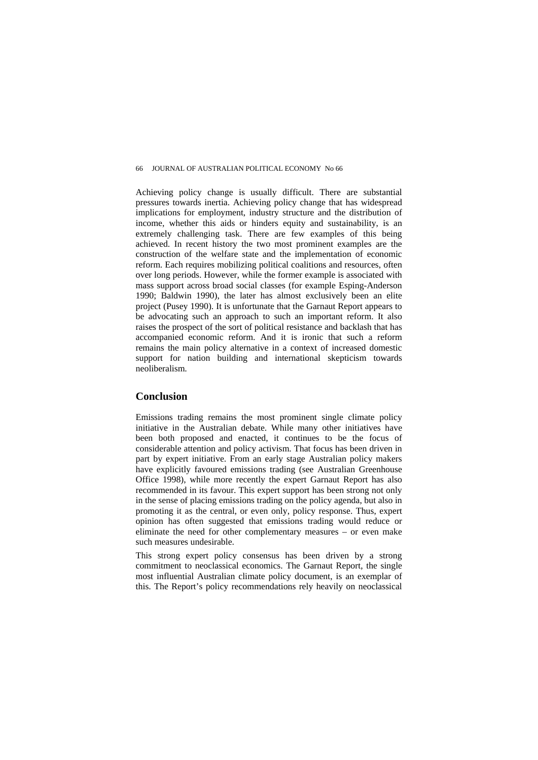Achieving policy change is usually difficult. There are substantial pressures towards inertia. Achieving policy change that has widespread implications for employment, industry structure and the distribution of income, whether this aids or hinders equity and sustainability, is an extremely challenging task. There are few examples of this being achieved. In recent history the two most prominent examples are the construction of the welfare state and the implementation of economic reform. Each requires mobilizing political coalitions and resources, often over long periods. However, while the former example is associated with mass support across broad social classes (for example Esping-Anderson 1990; Baldwin 1990), the later has almost exclusively been an elite project (Pusey 1990). It is unfortunate that the Garnaut Report appears to be advocating such an approach to such an important reform. It also raises the prospect of the sort of political resistance and backlash that has accompanied economic reform. And it is ironic that such a reform remains the main policy alternative in a context of increased domestic support for nation building and international skepticism towards neoliberalism.

## Conclusion

Emissions trading remains the most prominent single climate policy initiative in the Australian debate. While many other initiatives have been both proposed and enacted, it continues to be the focus of considerable attention and policy activism. That focus has been driven in part by expert initiative. From an early stage Australian policy makers have explicitly favoured emissions trading (see Australian Greenhouse Office 1998), while more recently the expert Garnaut Report has also recommended in its favour. This expert support has been strong not only in the sense of placing emissions trading on the policy agenda, but also in promoting it as the central, or even only, policy response. Thus, expert opinion has often suggested that emissions trading would reduce or eliminate the need for other complementary measures – or even make such measures undesirable.

This strong expert policy consensus has been driven by a strong commitment to neoclassical economics. The Garnaut Report, the single most influential Australian climate policy document, is an exemplar of this. The Report's policy recommendations rely heavily on neoclassical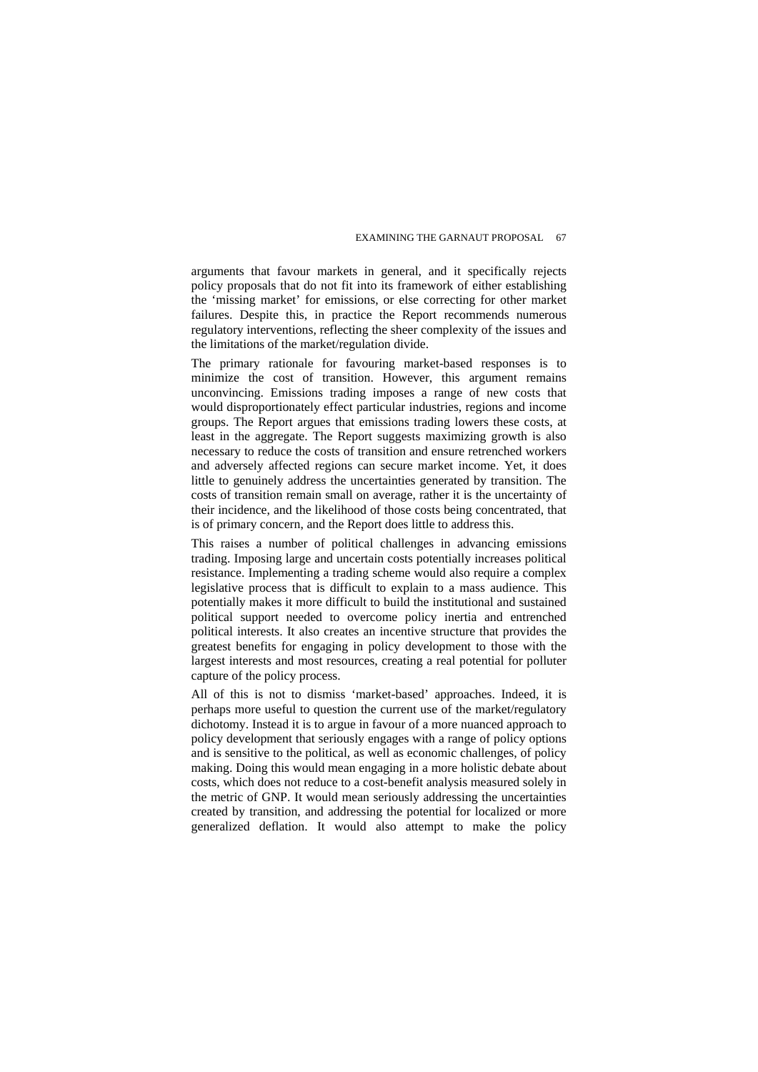arguments that favour markets in general, and it specifically rejects policy proposals that do not fit into its framework of either establishing the 'missing market' for emissions, or else correcting for other market failures. Despite this, in practice the Report recommends numerous regulatory interventions, reflecting the sheer complexity of the issues and the limitations of the market/regulation divide.

The primary rationale for favouring market-based responses is to minimize the cost of transition. However, this argument remains unconvincing. Emissions trading imposes a range of new costs that would disproportionately effect particular industries, regions and income groups. The Report argues that emissions trading lowers these costs, at least in the aggregate. The Report suggests maximizing growth is also necessary to reduce the costs of transition and ensure retrenched workers and adversely affected regions can secure market income. Yet, it does little to genuinely address the uncertainties generated by transition. The costs of transition remain small on average, rather it is the uncertainty of their incidence, and the likelihood of those costs being concentrated, that is of primary concern, and the Report does little to address this.

This raises a number of political challenges in advancing emissions trading. Imposing large and uncertain costs potentially increases political resistance. Implementing a trading scheme would also require a complex legislative process that is difficult to explain to a mass audience. This potentially makes it more difficult to build the institutional and sustained political support needed to overcome policy inertia and entrenched political interests. It also creates an incentive structure that provides the greatest benefits for engaging in policy development to those with the largest interests and most resources, creating a real potential for polluter capture of the policy process.

All of this is not to dismiss 'market-based' approaches. Indeed, it is perhaps more useful to question the current use of the market/regulatory dichotomy. Instead it is to argue in favour of a more nuanced approach to policy development that seriously engages with a range of policy options and is sensitive to the political, as well as economic challenges, of policy making. Doing this would mean engaging in a more holistic debate about costs, which does not reduce to a cost-benefit analysis measured solely in the metric of GNP. It would mean seriously addressing the uncertainties created by transition, and addressing the potential for localized or more generalized deflation. It would also attempt to make the policy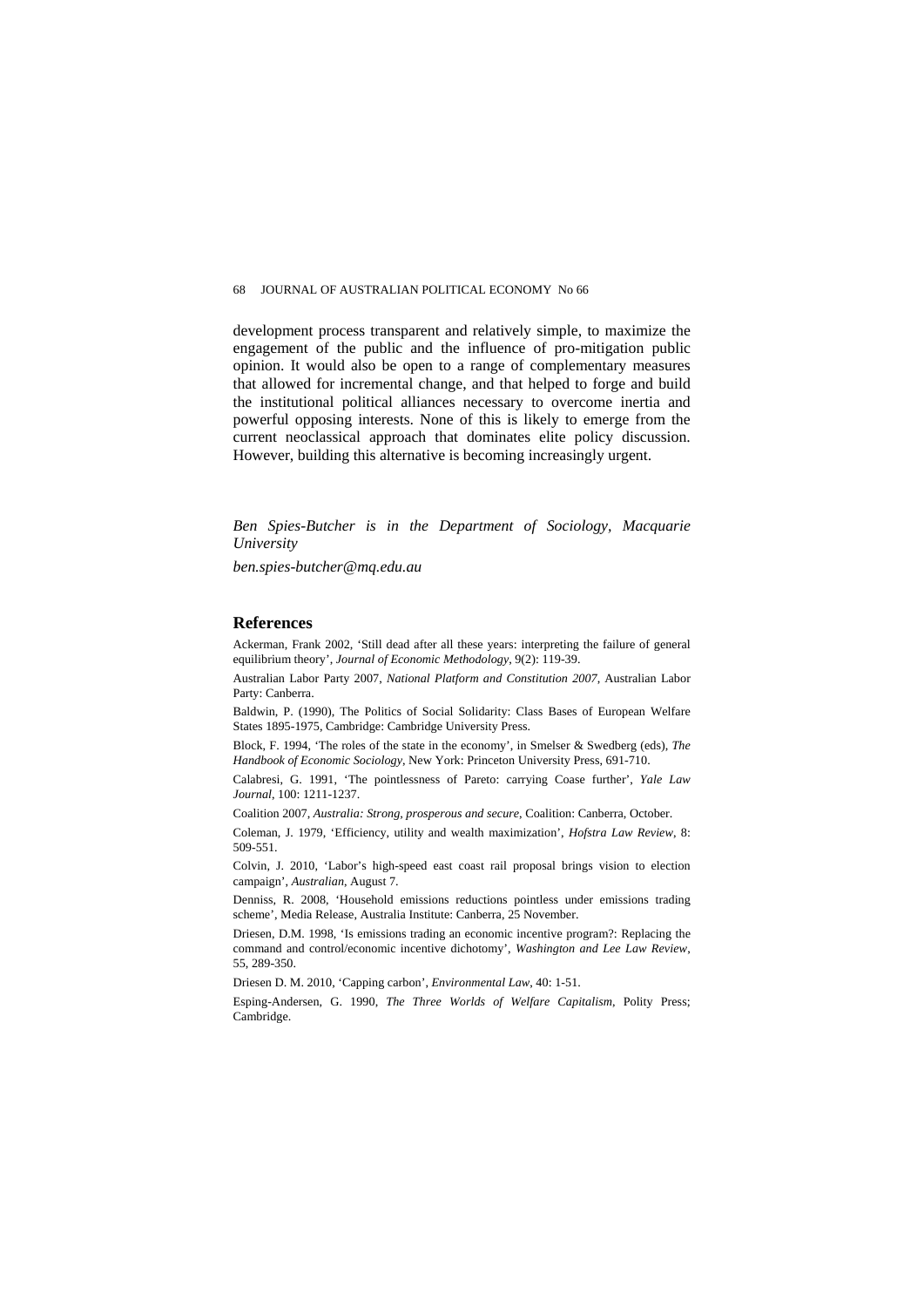development process transparent and relatively simple, to maximize the engagement of the public and the influence of pro-mitigation public opinion. It would also be open to a range of complementary measures that allowed for incremental change, and that helped to forge and build the institutional political alliances necessary to overcome inertia and powerful opposing interests. None of this is likely to emerge from the current neoclassical approach that dominates elite policy discussion. However, building this alternative is becoming increasingly urgent.

*Ben Spies-Butcher is in the Department of Sociology, Macquarie University*

*ben.spies-butcher@mq.edu.au*

## References

Ackerman, Frank 2002, 'Still dead after all these years: interpreting the failure of general equilibrium theory', *Journal of Economic Methodology*, 9(2): 119-39.

Australian Labor Party 2007, *National Platform and Constitution 2007*, Australian Labor Party: Canberra.

Baldwin, P. (1990), The Politics of Social Solidarity: Class Bases of European Welfare States 1895-1975, Cambridge: Cambridge University Press.

Block, F. 1994, 'The roles of the state in the economy', in Smelser & Swedberg (eds), *The Handbook of Economic Sociology*, New York: Princeton University Press, 691-710.

Calabresi, G. 1991, 'The pointlessness of Pareto: carrying Coase further', *Yale Law Journal*, 100: 1211-1237.

Coalition 2007, *Australia: Strong, prosperous and secure*, Coalition: Canberra, October.

Coleman, J. 1979, 'Efficiency, utility and wealth maximization', *Hofstra Law Review*, 8: 509-551.

Colvin, J. 2010, 'Labor's high-speed east coast rail proposal brings vision to election campaign', *Australian*, August 7.

Denniss, R. 2008, 'Household emissions reductions pointless under emissions trading scheme', Media Release, Australia Institute: Canberra, 25 November.

Driesen, D.M. 1998, 'Is emissions trading an economic incentive program?: Replacing the command and control/economic incentive dichotomy', *Washington and Lee Law Review*, 55, 289-350.

Driesen D. M. 2010, 'Capping carbon', *Environmental Law*, 40: 1-51.

Esping-Andersen, G. 1990, *The Three Worlds of Welfare Capitalism*, Polity Press; Cambridge.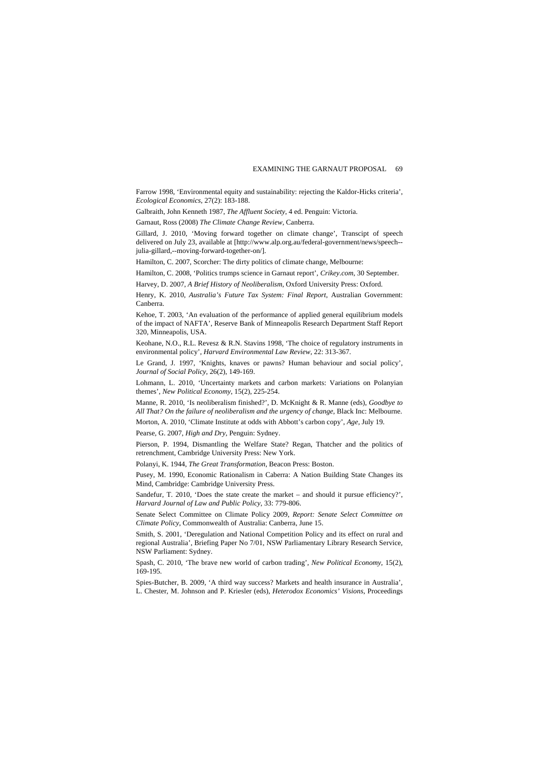Farrow 1998, 'Environmental equity and sustainability: rejecting the Kaldor-Hicks criteria', *Ecological Economics*, 27(2): 183-188.

Galbraith, John Kenneth 1987, *The Affluent Society*, 4 ed. Penguin: Victoria.

Garnaut, Ross (2008) *The Climate Change Review*, Canberra.

Gillard, J. 2010, 'Moving forward together on climate change', Transcipt of speech delivered on July 23, available at [http://www.alp.org.au/federal-government/news/speech--julia-gillard,--moving-forward-together-on/].

Hamilton, C. 2007, Scorcher: The dirty politics of climate change, Melbourne:

Hamilton, C. 2008, 'Politics trumps science in Garnaut report', *Crikey.com*, 30 September.

Harvey, D. 2007, *A Brief History of Neoliberalism*, Oxford University Press: Oxford.

Henry, K. 2010, *Australia's Future Tax System: Final Report*, Australian Government: Canberra.

Kehoe, T. 2003, 'An evaluation of the performance of applied general equilibrium models of the impact of NAFTA', Reserve Bank of Minneapolis Research Department Staff Report 320, Minneapolis, USA.

Keohane, N.O., R.L. Revesz & R.N. Stavins 1998, 'The choice of regulatory instruments in environmental policy', *Harvard Environmental Law Review*, 22: 313-367.

Le Grand, J. 1997, 'Knights, knaves or pawns? Human behaviour and social policy', *Journal of Social Policy*, 26(2), 149-169.

Lohmann, L. 2010, 'Uncertainty markets and carbon markets: Variations on Polanyian themes', *New Political Economy*, 15(2), 225-254.

Manne, R. 2010, 'Is neoliberalism finished?', D. McKnight & R. Manne (eds), *Goodbye to All That? On the failure of neoliberalism and the urgency of change*, Black Inc: Melbourne.

Morton, A. 2010, 'Climate Institute at odds with Abbott's carbon copy', *Age*, July 19.

Pearse, G. 2007, *High and Dry*, Penguin: Sydney.

Pierson, P. 1994, Dismantling the Welfare State? Regan, Thatcher and the politics of retrenchment, Cambridge University Press: New York.

Polanyi, K. 1944, *The Great Transformation*, Beacon Press: Boston.

Pusey, M. 1990, Economic Rationalism in Caberra: A Nation Building State Changes its Mind, Cambridge: Cambridge University Press.

Sandefur, T. 2010, 'Does the state create the market – and should it pursue efficiency?', *Harvard Journal of Law and Public Policy*, 33: 779-806.

Senate Select Committee on Climate Policy 2009, *Report: Senate Select Committee on Climate Policy*, Commonwealth of Australia: Canberra, June 15.

Smith, S. 2001, 'Deregulation and National Competition Policy and its effect on rural and regional Australia', Briefing Paper No 7/01, NSW Parliamentary Library Research Service, NSW Parliament: Sydney.

Spash, C. 2010, 'The brave new world of carbon trading', *New Political Economy*, 15(2), 169-195.

Spies-Butcher, B. 2009, 'A third way success? Markets and health insurance in Australia', L. Chester, M. Johnson and P. Kriesler (eds), *Heterodox Economics' Visions*, Proceedings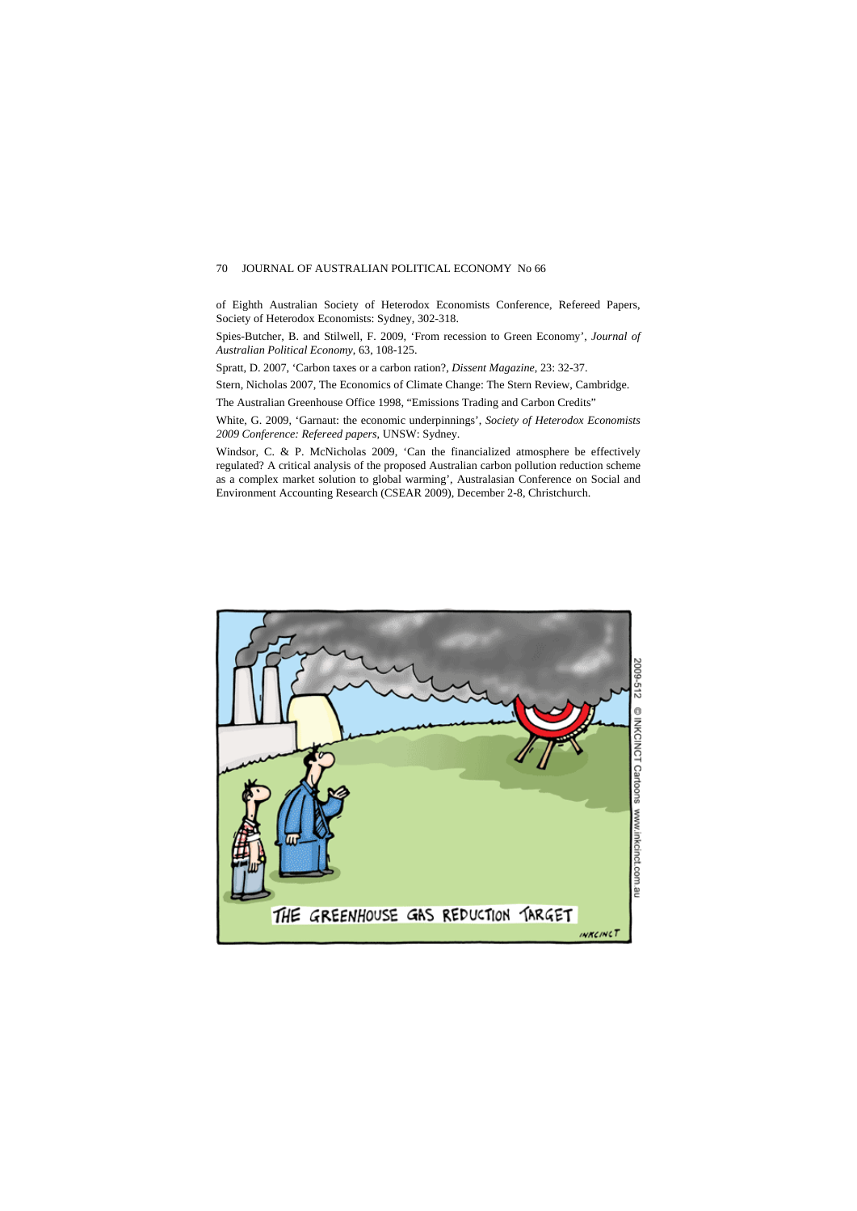of Eighth Australian Society of Heterodox Economists Conference, Refereed Papers, Society of Heterodox Economists: Sydney, 302-318.

Spies-Butcher, B. and Stilwell, F. 2009, 'From recession to Green Economy', *Journal of Australian Political Economy*, 63, 108-125.

Spratt, D. 2007, 'Carbon taxes or a carbon ration?, *Dissent Magazine*, 23: 32-37.

Stern, Nicholas 2007, The Economics of Climate Change: The Stern Review, Cambridge.

The Australian Greenhouse Office 1998, "Emissions Trading and Carbon Credits"

White, G. 2009, 'Garnaut: the economic underpinnings', *Society of Heterodox Economists 2009 Conference: Refereed papers*, UNSW: Sydney.

Windsor, C. & P. McNicholas 2009, 'Can the financialized atmosphere be effectively regulated? A critical analysis of the proposed Australian carbon pollution reduction scheme as a complex market solution to global warming', Australasian Conference on Social and Environment Accounting Research (CSEAR 2009), December 2-8, Christchurch.